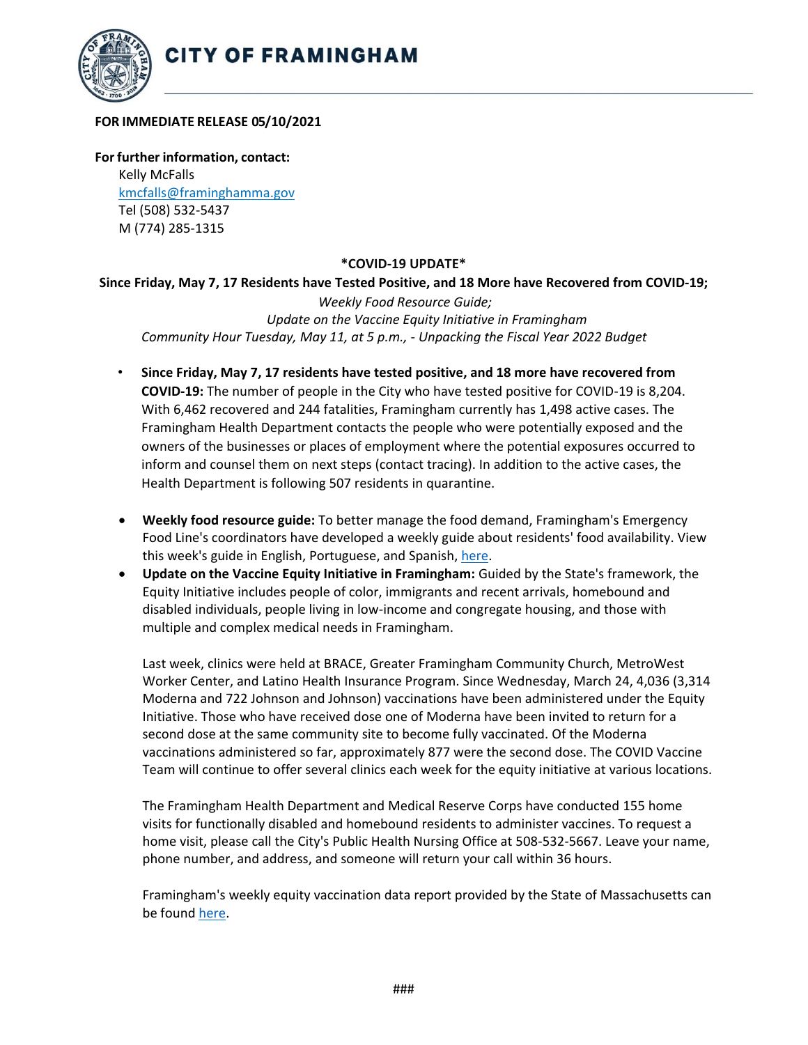# CITY OF FRAMINGHAM

**FOR IMMEDIATE RELEASE 05/10/2021**

**For further information, contact:**

Kelly McFalls
kmcfalls@framinghamma.gov
Tel (508) 532-5437
M (774) 285-1315

**\*COVID-19 UPDATE\***

**Since Friday, May 7, 17 Residents have Tested Positive, and 18 More have Recovered from COVID-19;**

*Weekly Food Resource Guide;*

*Update on the Vaccine Equity Initiative in Framingham*

*Community Hour Tuesday, May 11, at 5 p.m., - Unpacking the Fiscal Year 2022 Budget*

- **Since Friday, May 7, 17 residents have tested positive, and 18 more have recovered from COVID-19:** The number of people in the City who have tested positive for COVID-19 is 8,204. With 6,462 recovered and 244 fatalities, Framingham currently has 1,498 active cases. The Framingham Health Department contacts the people who were potentially exposed and the owners of the businesses or places of employment where the potential exposures occurred to inform and counsel them on next steps (contact tracing). In addition to the active cases, the Health Department is following 507 residents in quarantine.

- **Weekly food resource guide:** To better manage the food demand, Framingham's Emergency Food Line's coordinators have developed a weekly guide about residents' food availability. View this week's guide in English, Portuguese, and Spanish, here.
- **Update on the Vaccine Equity Initiative in Framingham:** Guided by the State's framework, the Equity Initiative includes people of color, immigrants and recent arrivals, homebound and disabled individuals, people living in low-income and congregate housing, and those with multiple and complex medical needs in Framingham.

  Last week, clinics were held at BRACE, Greater Framingham Community Church, MetroWest Worker Center, and Latino Health Insurance Program. Since Wednesday, March 24, 4,036 (3,314 Moderna and 722 Johnson and Johnson) vaccinations have been administered under the Equity Initiative. Those who have received dose one of Moderna have been invited to return for a second dose at the same community site to become fully vaccinated. Of the Moderna vaccinations administered so far, approximately 877 were the second dose. The COVID Vaccine Team will continue to offer several clinics each week for the equity initiative at various locations.

  The Framingham Health Department and Medical Reserve Corps have conducted 155 home visits for functionally disabled and homebound residents to administer vaccines. To request a home visit, please call the City's Public Health Nursing Office at 508-532-5667. Leave your name, phone number, and address, and someone will return your call within 36 hours.

  Framingham's weekly equity vaccination data report provided by the State of Massachusetts can be found here.

###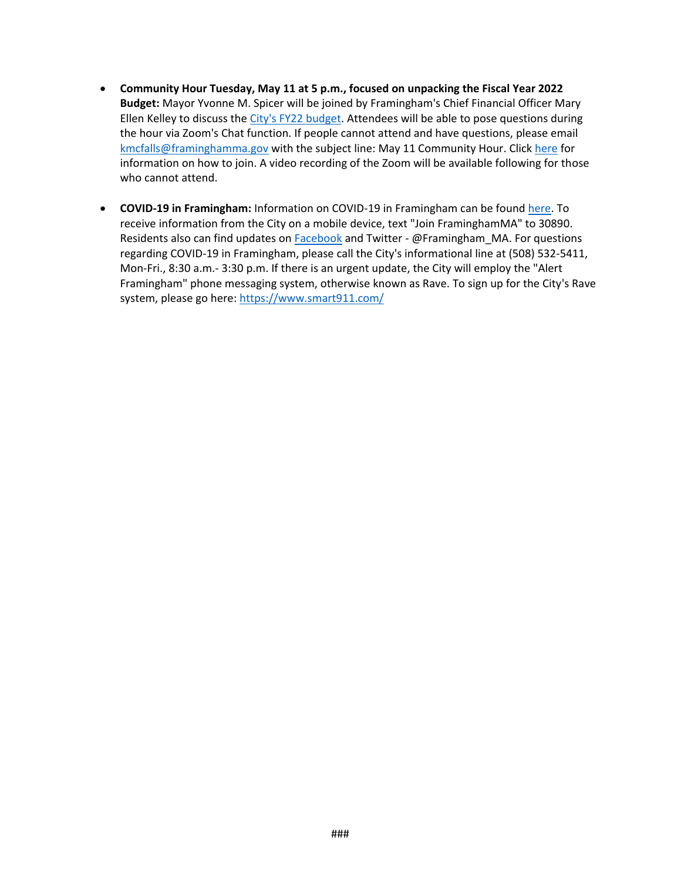- **Community Hour Tuesday, May 11 at 5 p.m., focused on unpacking the Fiscal Year 2022 Budget:** Mayor Yvonne M. Spicer will be joined by Framingham's Chief Financial Officer Mary Ellen Kelley to discuss the City's FY22 budget. Attendees will be able to pose questions during the hour via Zoom's Chat function. If people cannot attend and have questions, please email kmcfalls@framinghamma.gov with the subject line: May 11 Community Hour. Click here for information on how to join. A video recording of the Zoom will be available following for those who cannot attend.

- **COVID-19 in Framingham:** Information on COVID-19 in Framingham can be found here. To receive information from the City on a mobile device, text "Join FraminghamMA" to 30890. Residents also can find updates on Facebook and Twitter - @Framingham_MA. For questions regarding COVID-19 in Framingham, please call the City's informational line at (508) 532-5411, Mon-Fri., 8:30 a.m.- 3:30 p.m. If there is an urgent update, the City will employ the "Alert Framingham" phone messaging system, otherwise known as Rave. To sign up for the City's Rave system, please go here: https://www.smart911.com/

###